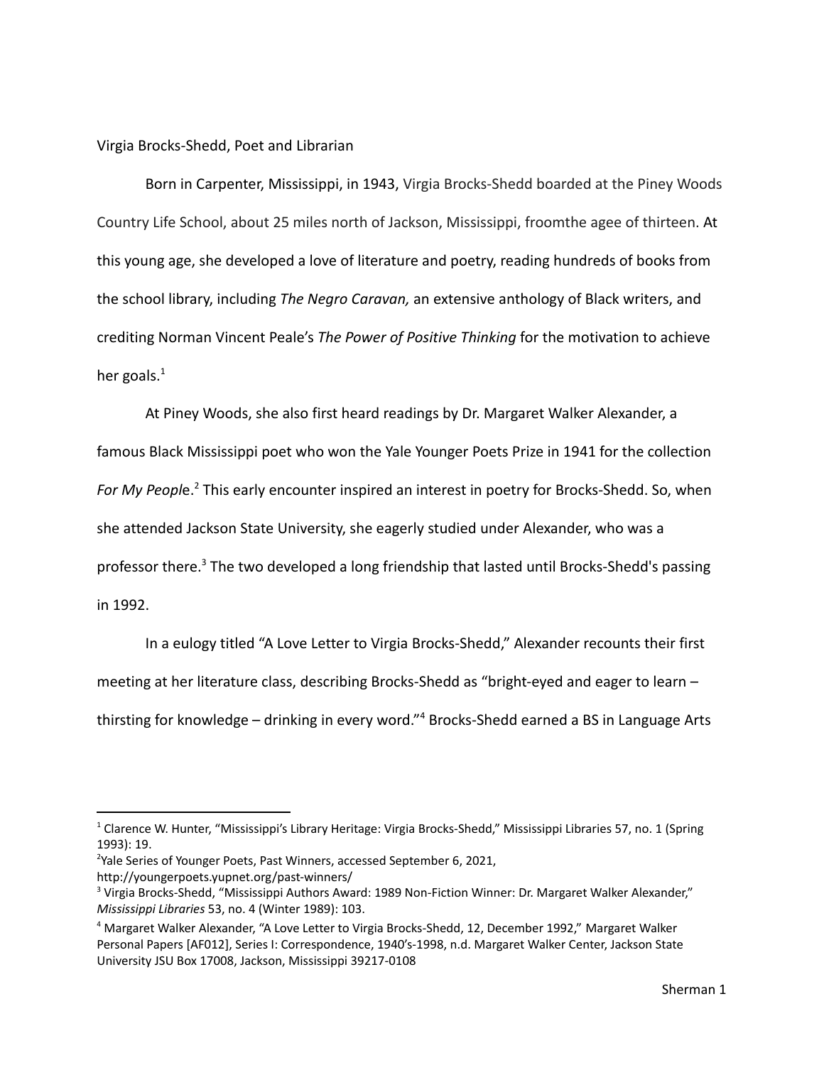Virgia Brocks-Shedd, Poet and Librarian

Born in Carpenter, Mississippi, in 1943, Virgia Brocks-Shedd boarded at the Piney Woods Country Life School, about 25 miles north of Jackson, Mississippi, froomthe agee of thirteen. At this young age, she developed a love of literature and poetry, reading hundreds of books from the school library, including *The Negro Caravan,* an extensive anthology of Black writers, and crediting Norman Vincent Peale's *The Power of Positive Thinking* for the motivation to achieve her goals.[1]

At Piney Woods, she also first heard readings by Dr. Margaret Walker Alexander, a famous Black Mississippi poet who won the Yale Younger Poets Prize in 1941 for the collection *For My People*.[2] This early encounter inspired an interest in poetry for Brocks-Shedd. So, when she attended Jackson State University, she eagerly studied under Alexander, who was a professor there.[3] The two developed a long friendship that lasted until Brocks-Shedd's passing in 1992.

In a eulogy titled "A Love Letter to Virgia Brocks-Shedd," Alexander recounts their first meeting at her literature class, describing Brocks-Shedd as "bright-eyed and eager to learn – thirsting for knowledge – drinking in every word."[4] Brocks-Shedd earned a BS in Language Arts

---

[1] Clarence W. Hunter, "Mississippi's Library Heritage: Virgia Brocks-Shedd," Mississippi Libraries 57, no. 1 (Spring 1993): 19.

[2] Yale Series of Younger Poets, Past Winners, accessed September 6, 2021, http://youngerpoets.yupnet.org/past-winners/

[3] Virgia Brocks-Shedd, "Mississippi Authors Award: 1989 Non-Fiction Winner: Dr. Margaret Walker Alexander," *Mississippi Libraries* 53, no. 4 (Winter 1989): 103.

[4] Margaret Walker Alexander, "A Love Letter to Virgia Brocks-Shedd, 12, December 1992," Margaret Walker Personal Papers [AF012], Series I: Correspondence, 1940's-1998, n.d. Margaret Walker Center, Jackson State University JSU Box 17008, Jackson, Mississippi 39217-0108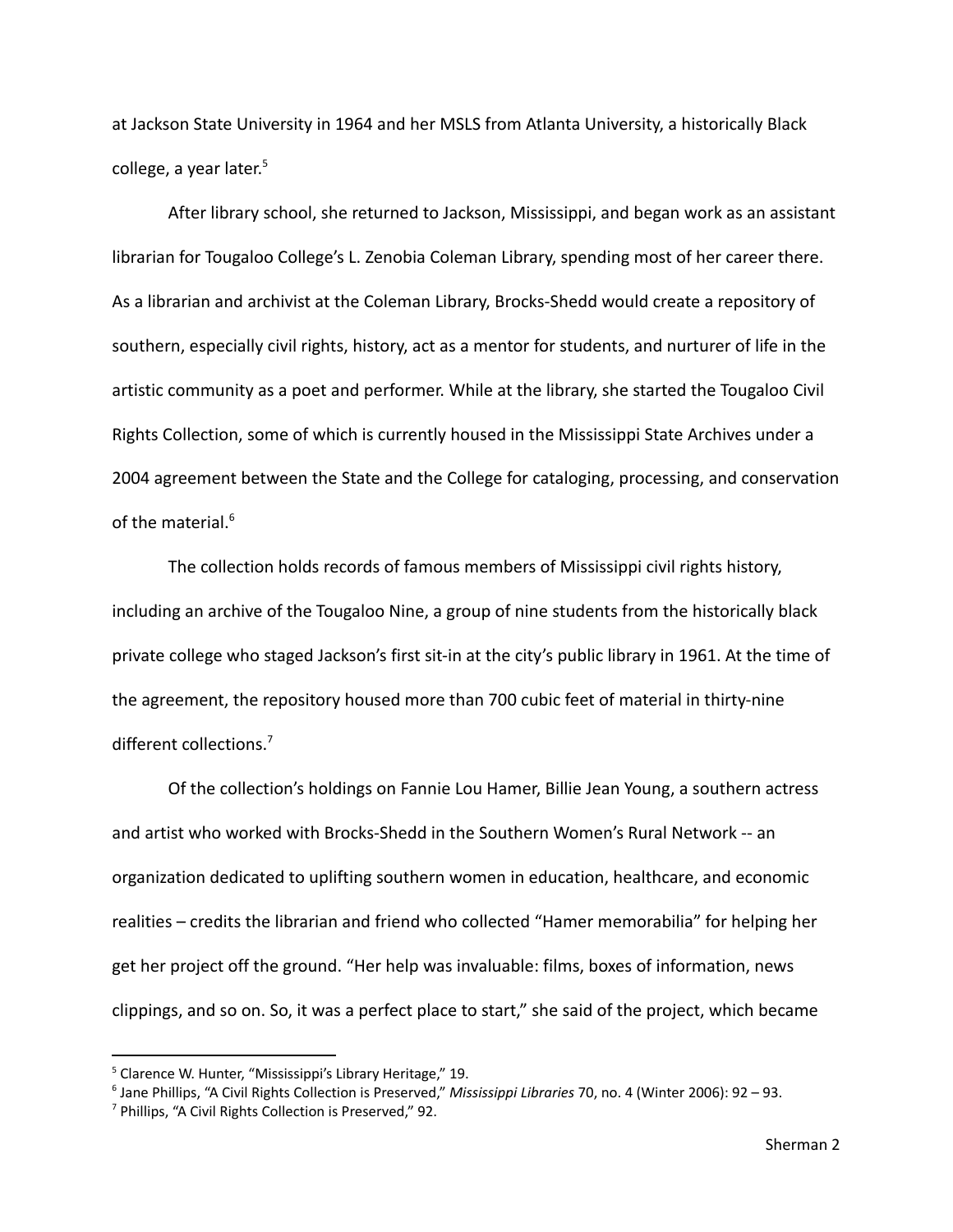at Jackson State University in 1964 and her MSLS from Atlanta University, a historically Black college, a year later.[5]

After library school, she returned to Jackson, Mississippi, and began work as an assistant librarian for Tougaloo College's L. Zenobia Coleman Library, spending most of her career there. As a librarian and archivist at the Coleman Library, Brocks-Shedd would create a repository of southern, especially civil rights, history, act as a mentor for students, and nurturer of life in the artistic community as a poet and performer. While at the library, she started the Tougaloo Civil Rights Collection, some of which is currently housed in the Mississippi State Archives under a 2004 agreement between the State and the College for cataloging, processing, and conservation of the material.[6]

The collection holds records of famous members of Mississippi civil rights history, including an archive of the Tougaloo Nine, a group of nine students from the historically black private college who staged Jackson's first sit-in at the city's public library in 1961. At the time of the agreement, the repository housed more than 700 cubic feet of material in thirty-nine different collections.[7]

Of the collection's holdings on Fannie Lou Hamer, Billie Jean Young, a southern actress and artist who worked with Brocks-Shedd in the Southern Women's Rural Network -- an organization dedicated to uplifting southern women in education, healthcare, and economic realities – credits the librarian and friend who collected "Hamer memorabilia" for helping her get her project off the ground. "Her help was invaluable: films, boxes of information, news clippings, and so on. So, it was a perfect place to start," she said of the project, which became

---

[5] Clarence W. Hunter, "Mississippi's Library Heritage," 19.

[6] Jane Phillips, "A Civil Rights Collection is Preserved," *Mississippi Libraries* 70, no. 4 (Winter 2006): 92 – 93.

[7] Phillips, "A Civil Rights Collection is Preserved," 92.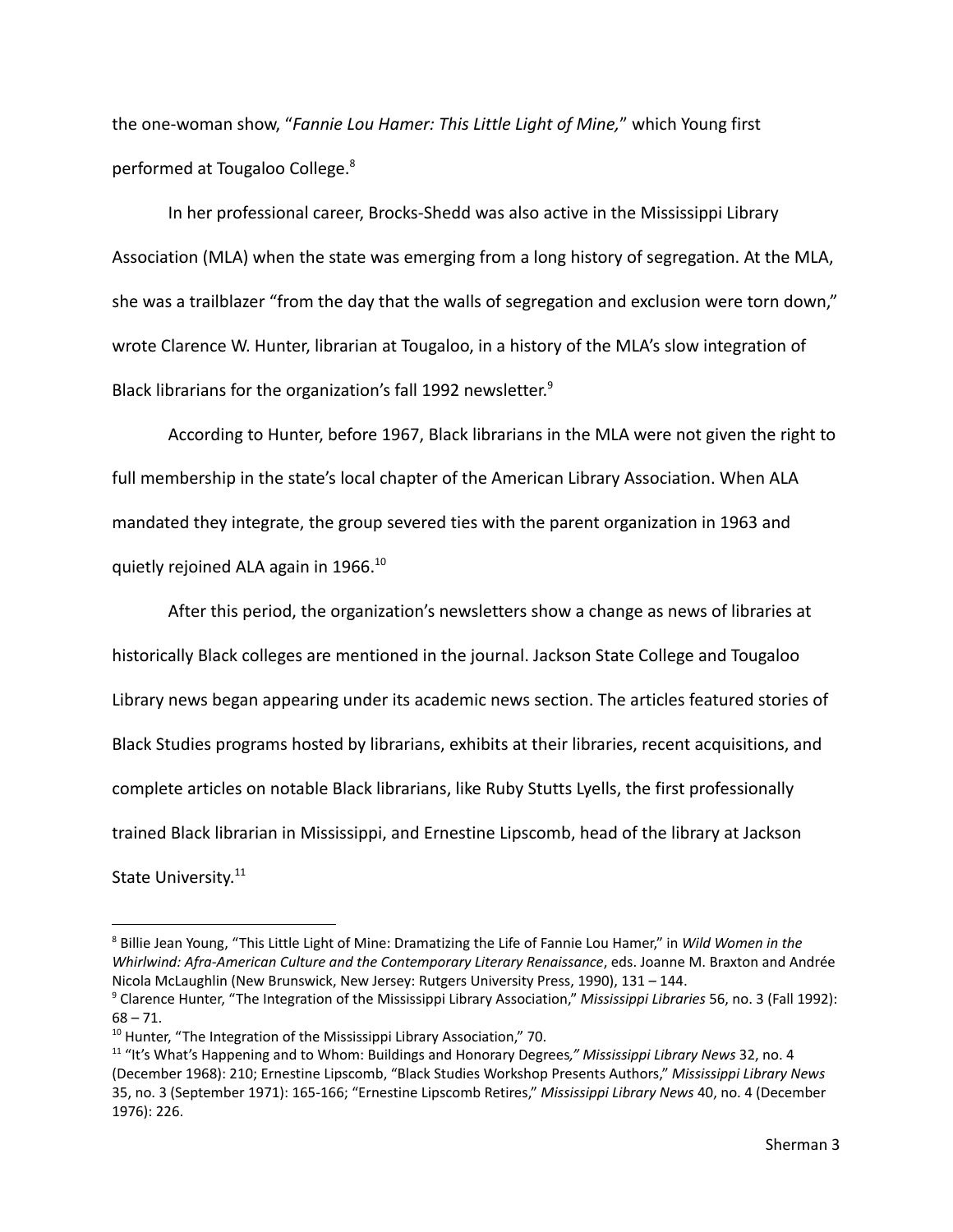the one-woman show, "*Fannie Lou Hamer: This Little Light of Mine,*" which Young first performed at Tougaloo College.[8]

In her professional career, Brocks-Shedd was also active in the Mississippi Library Association (MLA) when the state was emerging from a long history of segregation. At the MLA, she was a trailblazer "from the day that the walls of segregation and exclusion were torn down," wrote Clarence W. Hunter, librarian at Tougaloo, in a history of the MLA's slow integration of Black librarians for the organization's fall 1992 newsletter.[9]

According to Hunter, before 1967, Black librarians in the MLA were not given the right to full membership in the state's local chapter of the American Library Association. When ALA mandated they integrate, the group severed ties with the parent organization in 1963 and quietly rejoined ALA again in 1966.[10]

After this period, the organization's newsletters show a change as news of libraries at historically Black colleges are mentioned in the journal. Jackson State College and Tougaloo Library news began appearing under its academic news section. The articles featured stories of Black Studies programs hosted by librarians, exhibits at their libraries, recent acquisitions, and complete articles on notable Black librarians, like Ruby Stutts Lyells, the first professionally trained Black librarian in Mississippi, and Ernestine Lipscomb, head of the library at Jackson State University.[11]

---

[8] Billie Jean Young, "This Little Light of Mine: Dramatizing the Life of Fannie Lou Hamer," in *Wild Women in the Whirlwind: Afra-American Culture and the Contemporary Literary Renaissance*, eds. Joanne M. Braxton and Andrée Nicola McLaughlin (New Brunswick, New Jersey: Rutgers University Press, 1990), 131 – 144.

[9] Clarence Hunter, "The Integration of the Mississippi Library Association," *Mississippi Libraries* 56, no. 3 (Fall 1992): 68 – 71.

[10] Hunter, "The Integration of the Mississippi Library Association," 70.

[11] "It's What's Happening and to Whom: Buildings and Honorary Degrees*," Mississippi Library News* 32, no. 4 (December 1968): 210; Ernestine Lipscomb, "Black Studies Workshop Presents Authors," *Mississippi Library News* 35, no. 3 (September 1971): 165-166; "Ernestine Lipscomb Retires," *Mississippi Library News* 40, no. 4 (December 1976): 226.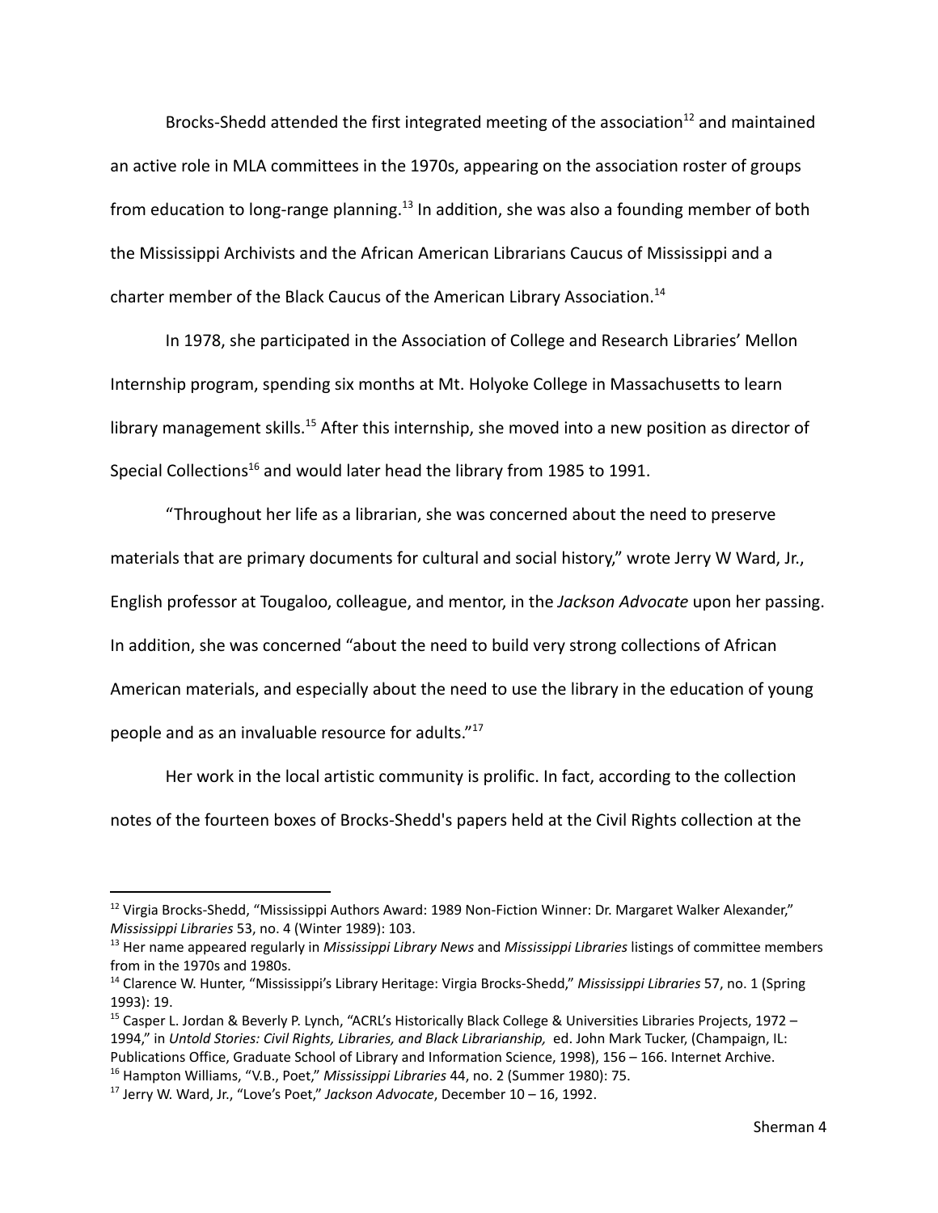Brocks-Shedd attended the first integrated meeting of the association[12] and maintained an active role in MLA committees in the 1970s, appearing on the association roster of groups from education to long-range planning.[13] In addition, she was also a founding member of both the Mississippi Archivists and the African American Librarians Caucus of Mississippi and a charter member of the Black Caucus of the American Library Association.[14]

In 1978, she participated in the Association of College and Research Libraries' Mellon Internship program, spending six months at Mt. Holyoke College in Massachusetts to learn library management skills.[15] After this internship, she moved into a new position as director of Special Collections[16] and would later head the library from 1985 to 1991.

"Throughout her life as a librarian, she was concerned about the need to preserve materials that are primary documents for cultural and social history," wrote Jerry W Ward, Jr., English professor at Tougaloo, colleague, and mentor, in the *Jackson Advocate* upon her passing. In addition, she was concerned "about the need to build very strong collections of African American materials, and especially about the need to use the library in the education of young people and as an invaluable resource for adults."[17]

Her work in the local artistic community is prolific. In fact, according to the collection notes of the fourteen boxes of Brocks-Shedd's papers held at the Civil Rights collection at the

---

[12] Virgia Brocks-Shedd, "Mississippi Authors Award: 1989 Non-Fiction Winner: Dr. Margaret Walker Alexander," *Mississippi Libraries* 53, no. 4 (Winter 1989): 103.

[13] Her name appeared regularly in *Mississippi Library News* and *Mississippi Libraries* listings of committee members from in the 1970s and 1980s.

[14] Clarence W. Hunter, "Mississippi's Library Heritage: Virgia Brocks-Shedd," *Mississippi Libraries* 57, no. 1 (Spring 1993): 19.

[15] Casper L. Jordan & Beverly P. Lynch, "ACRL's Historically Black College & Universities Libraries Projects, 1972 – 1994," in *Untold Stories: Civil Rights, Libraries, and Black Librarianship,* ed. John Mark Tucker, (Champaign, IL: Publications Office, Graduate School of Library and Information Science, 1998), 156 – 166. Internet Archive.

[16] Hampton Williams, "V.B., Poet," *Mississippi Libraries* 44, no. 2 (Summer 1980): 75.

[17] Jerry W. Ward, Jr., "Love's Poet," *Jackson Advocate*, December 10 – 16, 1992.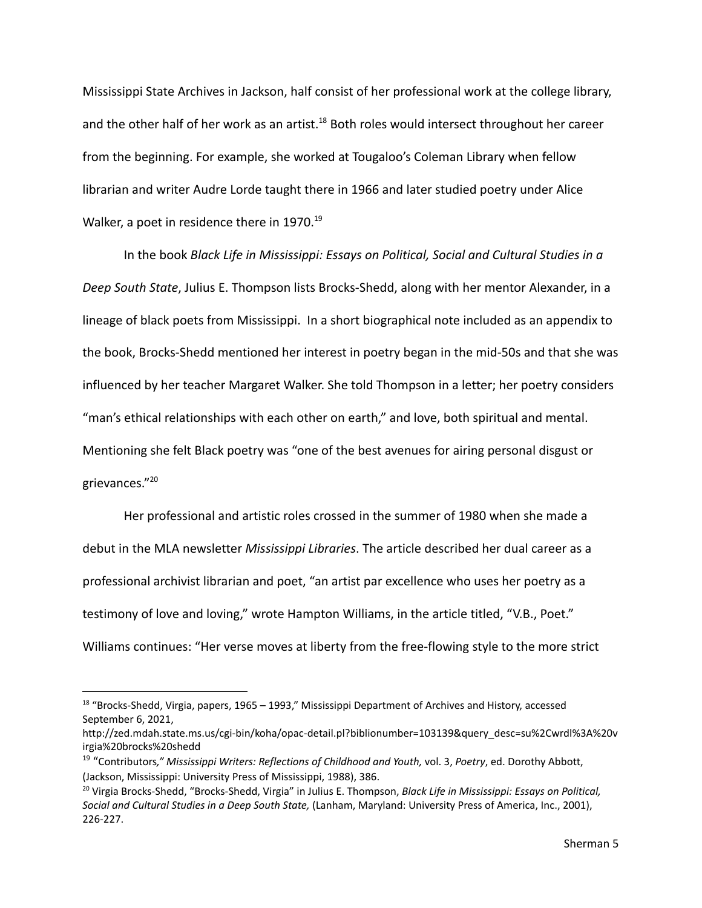Mississippi State Archives in Jackson, half consist of her professional work at the college library, and the other half of her work as an artist.[18] Both roles would intersect throughout her career from the beginning. For example, she worked at Tougaloo's Coleman Library when fellow librarian and writer Audre Lorde taught there in 1966 and later studied poetry under Alice Walker, a poet in residence there in 1970.[19]

In the book *Black Life in Mississippi: Essays on Political, Social and Cultural Studies in a Deep South State*, Julius E. Thompson lists Brocks-Shedd, along with her mentor Alexander, in a lineage of black poets from Mississippi. In a short biographical note included as an appendix to the book, Brocks-Shedd mentioned her interest in poetry began in the mid-50s and that she was influenced by her teacher Margaret Walker. She told Thompson in a letter; her poetry considers "man's ethical relationships with each other on earth," and love, both spiritual and mental. Mentioning she felt Black poetry was "one of the best avenues for airing personal disgust or grievances."[20]

Her professional and artistic roles crossed in the summer of 1980 when she made a debut in the MLA newsletter *Mississippi Libraries*. The article described her dual career as a professional archivist librarian and poet, "an artist par excellence who uses her poetry as a testimony of love and loving," wrote Hampton Williams, in the article titled, "V.B., Poet." Williams continues: "Her verse moves at liberty from the free-flowing style to the more strict

---

[18] "Brocks-Shedd, Virgia, papers, 1965 – 1993," Mississippi Department of Archives and History, accessed September 6, 2021, http://zed.mdah.state.ms.us/cgi-bin/koha/opac-detail.pl?biblionumber=103139&query_desc=su%2Cwrdl%3A%20virgia%20brocks%20shedd

[19] "Contributors*," Mississippi Writers: Reflections of Childhood and Youth,* vol. 3, *Poetry*, ed. Dorothy Abbott, (Jackson, Mississippi: University Press of Mississippi, 1988), 386.

[20] Virgia Brocks-Shedd, "Brocks-Shedd, Virgia" in Julius E. Thompson, *Black Life in Mississippi: Essays on Political, Social and Cultural Studies in a Deep South State,* (Lanham, Maryland: University Press of America, Inc., 2001), 226-227.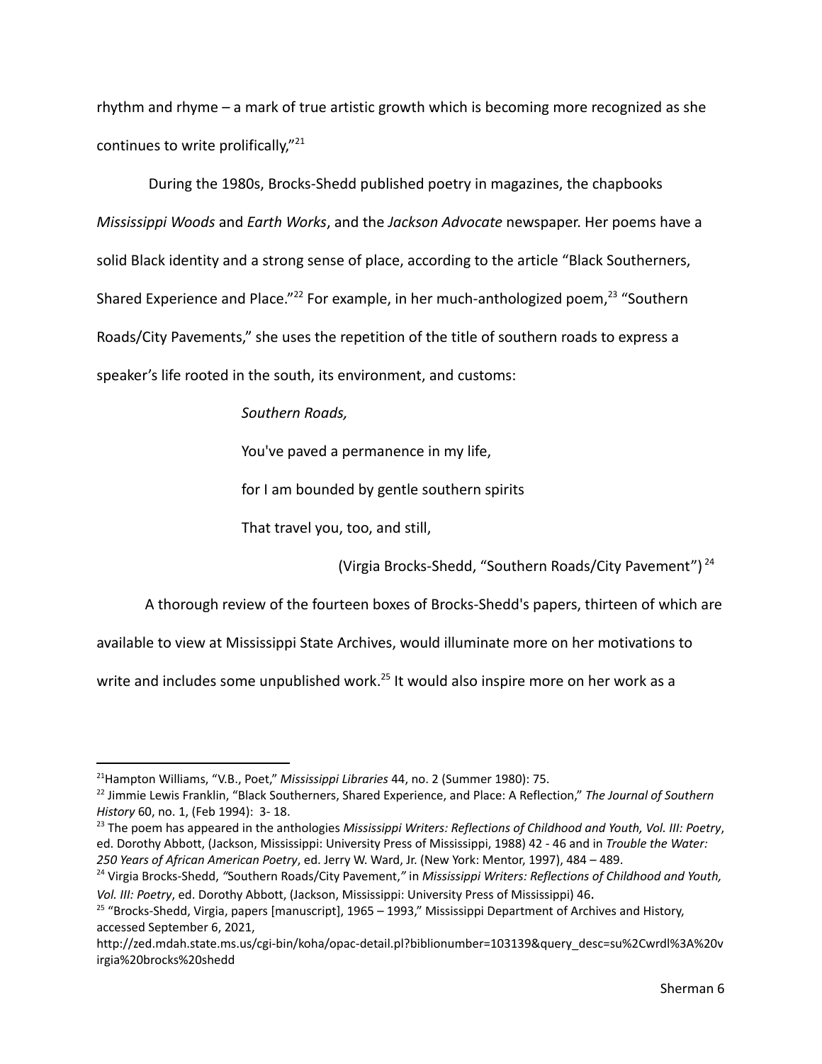rhythm and rhyme – a mark of true artistic growth which is becoming more recognized as she continues to write prolifically,"[21]

During the 1980s, Brocks-Shedd published poetry in magazines, the chapbooks *Mississippi Woods* and *Earth Works*, and the *Jackson Advocate* newspaper. Her poems have a solid Black identity and a strong sense of place, according to the article "Black Southerners, Shared Experience and Place."[22] For example, in her much-anthologized poem,[23] "Southern Roads/City Pavements," she uses the repetition of the title of southern roads to express a speaker's life rooted in the south, its environment, and customs:

> *Southern Roads,*
>
> You've paved a permanence in my life,
>
> for I am bounded by gentle southern spirits
>
> That travel you, too, and still,
>
> (Virgia Brocks-Shedd, "Southern Roads/City Pavement")[24]

A thorough review of the fourteen boxes of Brocks-Shedd's papers, thirteen of which are available to view at Mississippi State Archives, would illuminate more on her motivations to write and includes some unpublished work.[25] It would also inspire more on her work as a

---

[21] Hampton Williams, "V.B., Poet," *Mississippi Libraries* 44, no. 2 (Summer 1980): 75.

[22] Jimmie Lewis Franklin, "Black Southerners, Shared Experience, and Place: A Reflection," *The Journal of Southern History* 60, no. 1, (Feb 1994): 3- 18.

[23] The poem has appeared in the anthologies *Mississippi Writers: Reflections of Childhood and Youth, Vol. III: Poetry*, ed. Dorothy Abbott, (Jackson, Mississippi: University Press of Mississippi, 1988) 42 - 46 and in *Trouble the Water: 250 Years of African American Poetry*, ed. Jerry W. Ward, Jr. (New York: Mentor, 1997), 484 – 489.

[24] Virgia Brocks-Shedd, "Southern Roads/City Pavement," in *Mississippi Writers: Reflections of Childhood and Youth, Vol. III: Poetry*, ed. Dorothy Abbott, (Jackson, Mississippi: University Press of Mississippi) 46.

[25] "Brocks-Shedd, Virgia, papers [manuscript], 1965 – 1993," Mississippi Department of Archives and History, accessed September 6, 2021, http://zed.mdah.state.ms.us/cgi-bin/koha/opac-detail.pl?biblionumber=103139&query_desc=su%2Cwrdl%3A%20virgia%20brocks%20shedd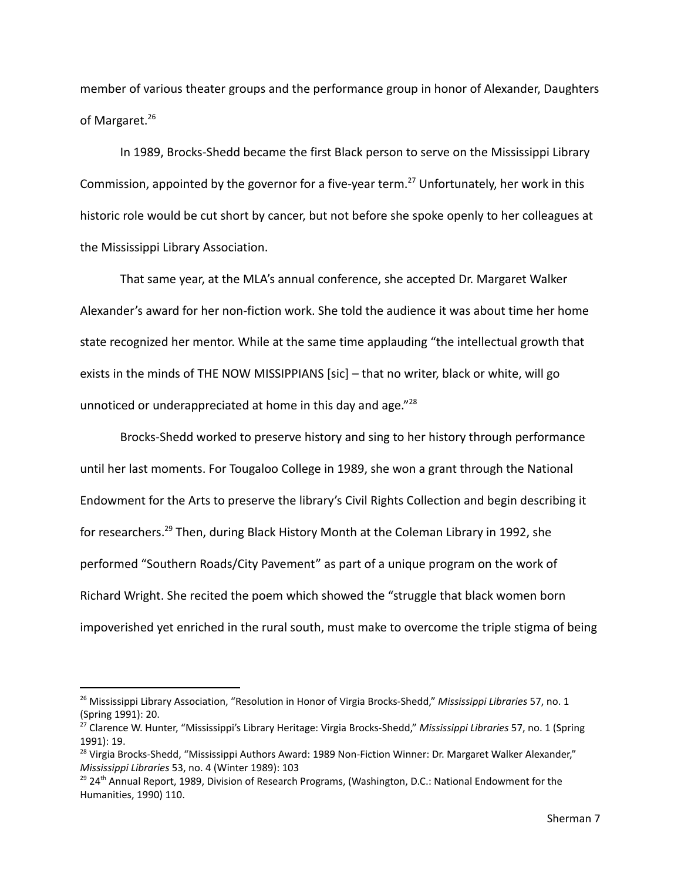member of various theater groups and the performance group in honor of Alexander, Daughters of Margaret.[26]

In 1989, Brocks-Shedd became the first Black person to serve on the Mississippi Library Commission, appointed by the governor for a five-year term.[27] Unfortunately, her work in this historic role would be cut short by cancer, but not before she spoke openly to her colleagues at the Mississippi Library Association.

That same year, at the MLA's annual conference, she accepted Dr. Margaret Walker Alexander's award for her non-fiction work. She told the audience it was about time her home state recognized her mentor. While at the same time applauding "the intellectual growth that exists in the minds of THE NOW MISSIPPIANS [sic] – that no writer, black or white, will go unnoticed or underappreciated at home in this day and age."[28]

Brocks-Shedd worked to preserve history and sing to her history through performance until her last moments. For Tougaloo College in 1989, she won a grant through the National Endowment for the Arts to preserve the library's Civil Rights Collection and begin describing it for researchers.[29] Then, during Black History Month at the Coleman Library in 1992, she performed "Southern Roads/City Pavement" as part of a unique program on the work of Richard Wright. She recited the poem which showed the "struggle that black women born impoverished yet enriched in the rural south, must make to overcome the triple stigma of being

---

[26] Mississippi Library Association, "Resolution in Honor of Virgia Brocks-Shedd," *Mississippi Libraries* 57, no. 1 (Spring 1991): 20.

[27] Clarence W. Hunter, "Mississippi's Library Heritage: Virgia Brocks-Shedd," *Mississippi Libraries* 57, no. 1 (Spring 1991): 19.

[28] Virgia Brocks-Shedd, "Mississippi Authors Award: 1989 Non-Fiction Winner: Dr. Margaret Walker Alexander," *Mississippi Libraries* 53, no. 4 (Winter 1989): 103

[29] 24th Annual Report, 1989, Division of Research Programs, (Washington, D.C.: National Endowment for the Humanities, 1990) 110.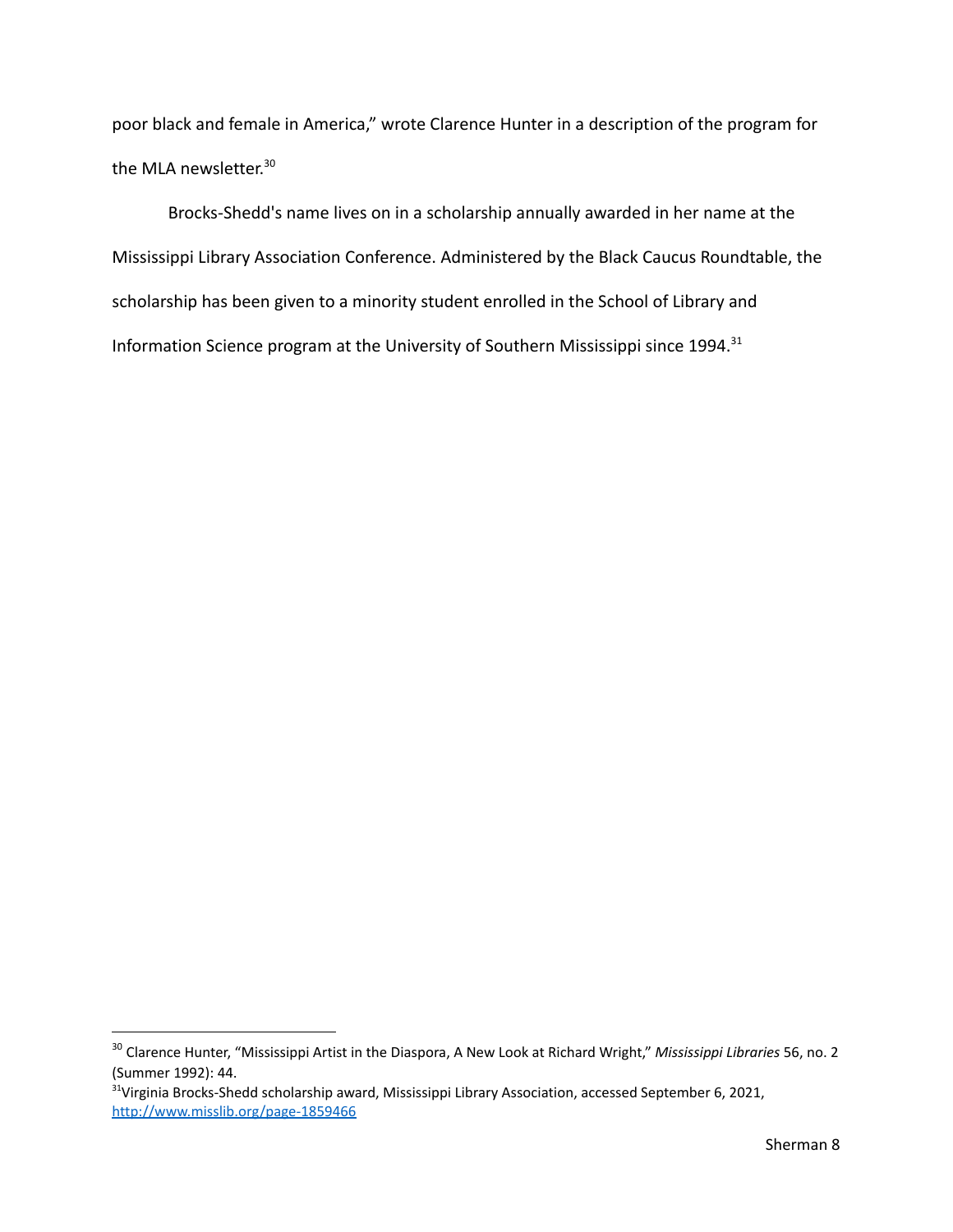poor black and female in America," wrote Clarence Hunter in a description of the program for the MLA newsletter.[30]

Brocks-Shedd's name lives on in a scholarship annually awarded in her name at the Mississippi Library Association Conference. Administered by the Black Caucus Roundtable, the scholarship has been given to a minority student enrolled in the School of Library and Information Science program at the University of Southern Mississippi since 1994.[31]

---

[30] Clarence Hunter, "Mississippi Artist in the Diaspora, A New Look at Richard Wright," *Mississippi Libraries* 56, no. 2 (Summer 1992): 44.

[31] Virginia Brocks-Shedd scholarship award, Mississippi Library Association, accessed September 6, 2021, http://www.misslib.org/page-1859466